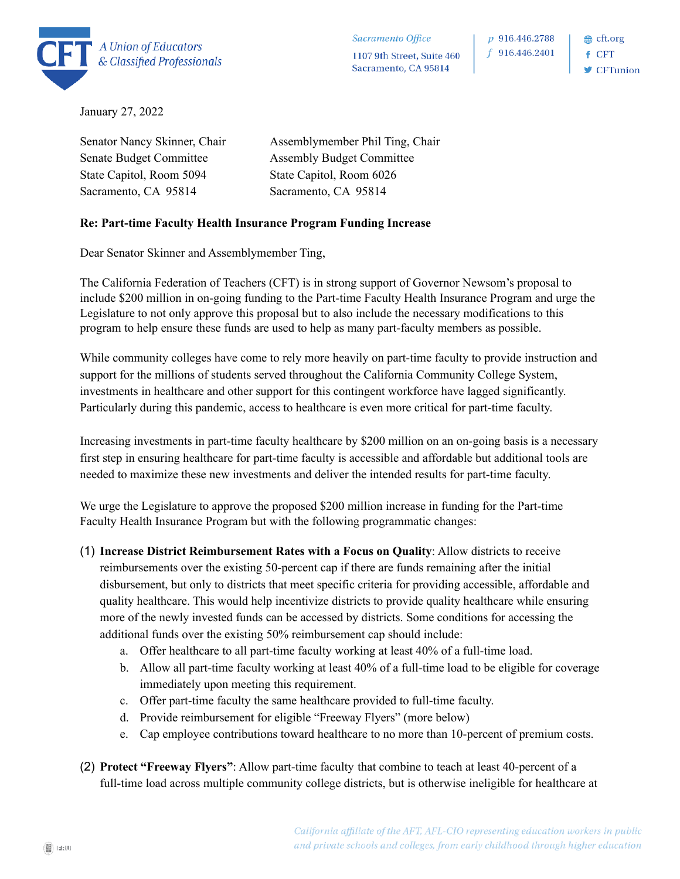CFT A Union of Educators & Classified Professionals

Sacramento Office
1107 9th Street, Suite 460
Sacramento, CA 95814

p 916.446.2788
f 916.446.2401

cft.org
CFT
CFTunion

January 27, 2022

Senator Nancy Skinner, Chair
Senate Budget Committee
State Capitol, Room 5094
Sacramento, CA 95814

Assemblymember Phil Ting, Chair
Assembly Budget Committee
State Capitol, Room 6026
Sacramento, CA 95814

**Re: Part-time Faculty Health Insurance Program Funding Increase**

Dear Senator Skinner and Assemblymember Ting,

The California Federation of Teachers (CFT) is in strong support of Governor Newsom's proposal to include $200 million in on-going funding to the Part-time Faculty Health Insurance Program and urge the Legislature to not only approve this proposal but to also include the necessary modifications to this program to help ensure these funds are used to help as many part-faculty members as possible.

While community colleges have come to rely more heavily on part-time faculty to provide instruction and support for the millions of students served throughout the California Community College System, investments in healthcare and other support for this contingent workforce have lagged significantly. Particularly during this pandemic, access to healthcare is even more critical for part-time faculty.

Increasing investments in part-time faculty healthcare by $200 million on an on-going basis is a necessary first step in ensuring healthcare for part-time faculty is accessible and affordable but additional tools are needed to maximize these new investments and deliver the intended results for part-time faculty.

We urge the Legislature to approve the proposed $200 million increase in funding for the Part-time Faculty Health Insurance Program but with the following programmatic changes:

(1) **Increase District Reimbursement Rates with a Focus on Quality**: Allow districts to receive reimbursements over the existing 50-percent cap if there are funds remaining after the initial disbursement, but only to districts that meet specific criteria for providing accessible, affordable and quality healthcare. This would help incentivize districts to provide quality healthcare while ensuring more of the newly invested funds can be accessed by districts. Some conditions for accessing the additional funds over the existing 50% reimbursement cap should include:
    a. Offer healthcare to all part-time faculty working at least 40% of a full-time load.
    b. Allow all part-time faculty working at least 40% of a full-time load to be eligible for coverage immediately upon meeting this requirement.
    c. Offer part-time faculty the same healthcare provided to full-time faculty.
    d. Provide reimbursement for eligible "Freeway Flyers" (more below)
    e. Cap employee contributions toward healthcare to no more than 10-percent of premium costs.

(2) **Protect "Freeway Flyers"**: Allow part-time faculty that combine to teach at least 40-percent of a full-time load across multiple community college districts, but is otherwise ineligible for healthcare at

*California affiliate of the AFT, AFL-CIO representing education workers in public and private schools and colleges, from early childhood through higher education*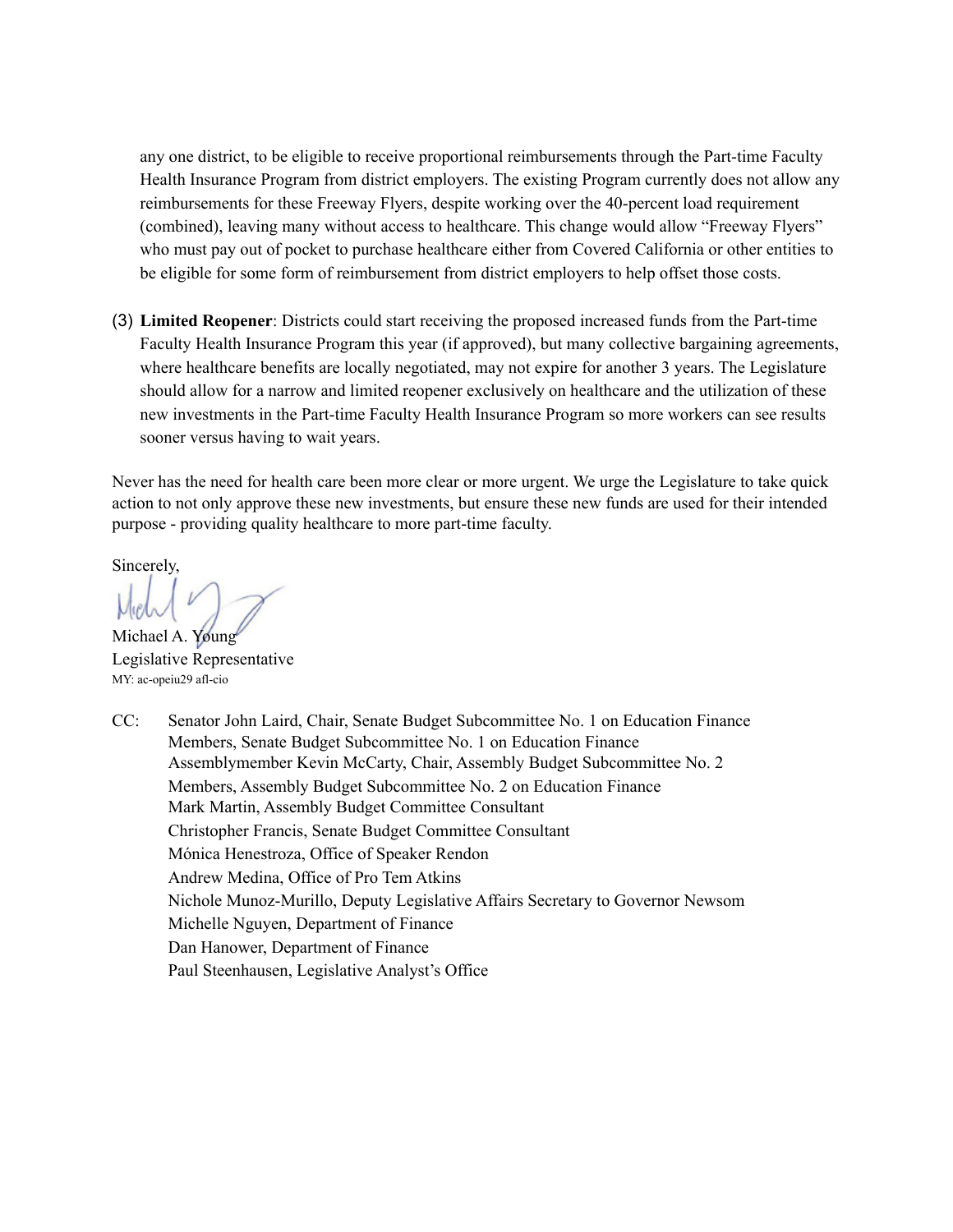any one district, to be eligible to receive proportional reimbursements through the Part-time Faculty Health Insurance Program from district employers. The existing Program currently does not allow any reimbursements for these Freeway Flyers, despite working over the 40-percent load requirement (combined), leaving many without access to healthcare. This change would allow "Freeway Flyers" who must pay out of pocket to purchase healthcare either from Covered California or other entities to be eligible for some form of reimbursement from district employers to help offset those costs.

(3) **Limited Reopener**: Districts could start receiving the proposed increased funds from the Part-time Faculty Health Insurance Program this year (if approved), but many collective bargaining agreements, where healthcare benefits are locally negotiated, may not expire for another 3 years. The Legislature should allow for a narrow and limited reopener exclusively on healthcare and the utilization of these new investments in the Part-time Faculty Health Insurance Program so more workers can see results sooner versus having to wait years.

Never has the need for health care been more clear or more urgent. We urge the Legislature to take quick action to not only approve these new investments, but ensure these new funds are used for their intended purpose - providing quality healthcare to more part-time faculty.

Sincerely,

Michael A. Young
Legislative Representative
MY: ac-opeiu29 afl-cio

CC: Senator John Laird, Chair, Senate Budget Subcommittee No. 1 on Education Finance
Members, Senate Budget Subcommittee No. 1 on Education Finance
Assemblymember Kevin McCarty, Chair, Assembly Budget Subcommittee No. 2
Members, Assembly Budget Subcommittee No. 2 on Education Finance
Mark Martin, Assembly Budget Committee Consultant
Christopher Francis, Senate Budget Committee Consultant
Mónica Henestroza, Office of Speaker Rendon
Andrew Medina, Office of Pro Tem Atkins
Nichole Munoz-Murillo, Deputy Legislative Affairs Secretary to Governor Newsom
Michelle Nguyen, Department of Finance
Dan Hanower, Department of Finance
Paul Steenhausen, Legislative Analyst's Office